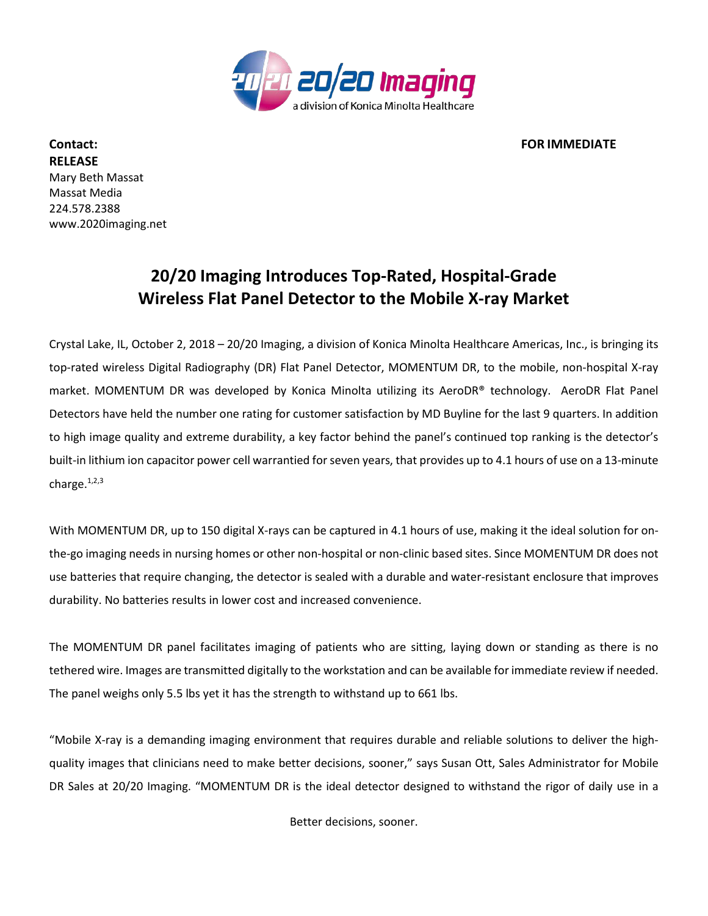**Contact:** **FOR IMMEDIATE RELEASE**

Mary Beth Massat
Massat Media
224.578.2388
www.2020imaging.net

# 20/20 Imaging Introduces Top-Rated, Hospital-Grade Wireless Flat Panel Detector to the Mobile X-ray Market

Crystal Lake, IL, October 2, 2018 – 20/20 Imaging, a division of Konica Minolta Healthcare Americas, Inc., is bringing its top-rated wireless Digital Radiography (DR) Flat Panel Detector, MOMENTUM DR, to the mobile, non-hospital X-ray market. MOMENTUM DR was developed by Konica Minolta utilizing its AeroDR® technology. AeroDR Flat Panel Detectors have held the number one rating for customer satisfaction by MD Buyline for the last 9 quarters. In addition to high image quality and extreme durability, a key factor behind the panel's continued top ranking is the detector's built-in lithium ion capacitor power cell warrantied for seven years, that provides up to 4.1 hours of use on a 13-minute charge.[1,2,3]

With MOMENTUM DR, up to 150 digital X-rays can be captured in 4.1 hours of use, making it the ideal solution for on-the-go imaging needs in nursing homes or other non-hospital or non-clinic based sites. Since MOMENTUM DR does not use batteries that require changing, the detector is sealed with a durable and water-resistant enclosure that improves durability. No batteries results in lower cost and increased convenience.

The MOMENTUM DR panel facilitates imaging of patients who are sitting, laying down or standing as there is no tethered wire. Images are transmitted digitally to the workstation and can be available for immediate review if needed. The panel weighs only 5.5 lbs yet it has the strength to withstand up to 661 lbs.

"Mobile X-ray is a demanding imaging environment that requires durable and reliable solutions to deliver the high-quality images that clinicians need to make better decisions, sooner," says Susan Ott, Sales Administrator for Mobile DR Sales at 20/20 Imaging. "MOMENTUM DR is the ideal detector designed to withstand the rigor of daily use in a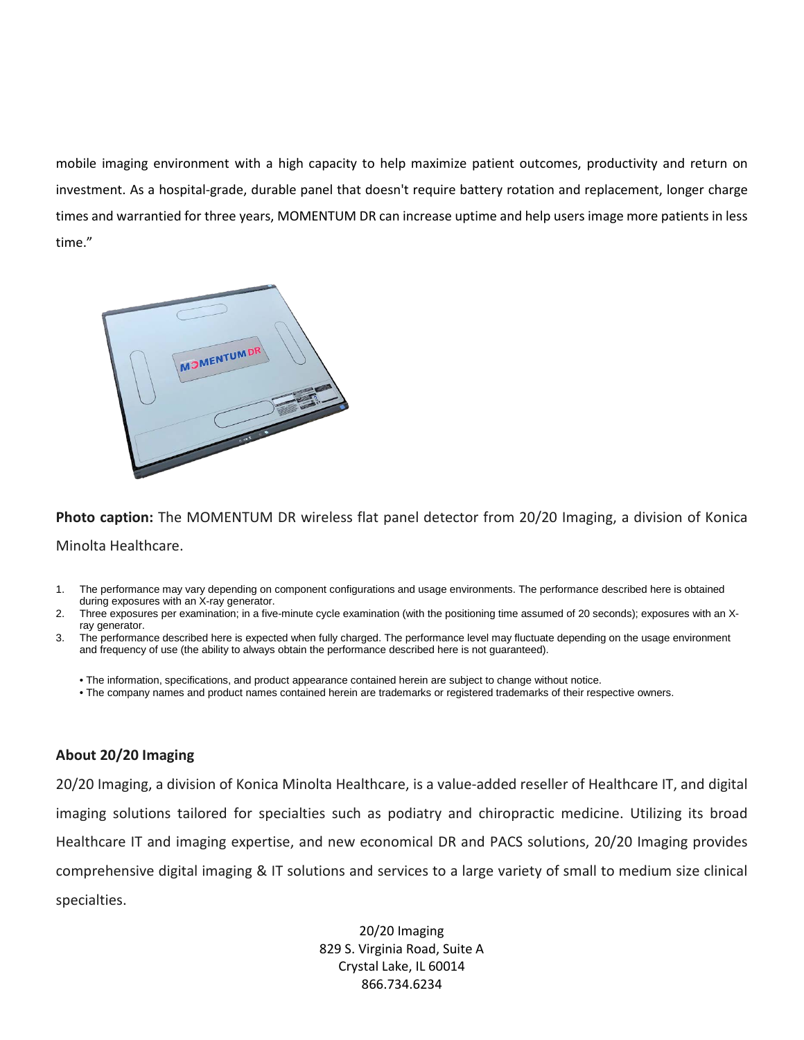mobile imaging environment with a high capacity to help maximize patient outcomes, productivity and return on investment. As a hospital-grade, durable panel that doesn't require battery rotation and replacement, longer charge times and warrantied for three years, MOMENTUM DR can increase uptime and help users image more patients in less time."

**Photo caption:** The MOMENTUM DR wireless flat panel detector from 20/20 Imaging, a division of Konica Minolta Healthcare.

1. The performance may vary depending on component configurations and usage environments. The performance described here is obtained during exposures with an X-ray generator.
2. Three exposures per examination; in a five-minute cycle examination (with the positioning time assumed of 20 seconds); exposures with an X-ray generator.
3. The performance described here is expected when fully charged. The performance level may fluctuate depending on the usage environment and frequency of use (the ability to always obtain the performance described here is not guaranteed).

- The information, specifications, and product appearance contained herein are subject to change without notice.
- The company names and product names contained herein are trademarks or registered trademarks of their respective owners.

### About 20/20 Imaging

20/20 Imaging, a division of Konica Minolta Healthcare, is a value-added reseller of Healthcare IT, and digital imaging solutions tailored for specialties such as podiatry and chiropractic medicine. Utilizing its broad Healthcare IT and imaging expertise, and new economical DR and PACS solutions, 20/20 Imaging provides comprehensive digital imaging & IT solutions and services to a large variety of small to medium size clinical specialties.

20/20 Imaging
829 S. Virginia Road, Suite A
Crystal Lake, IL 60014
866.734.6234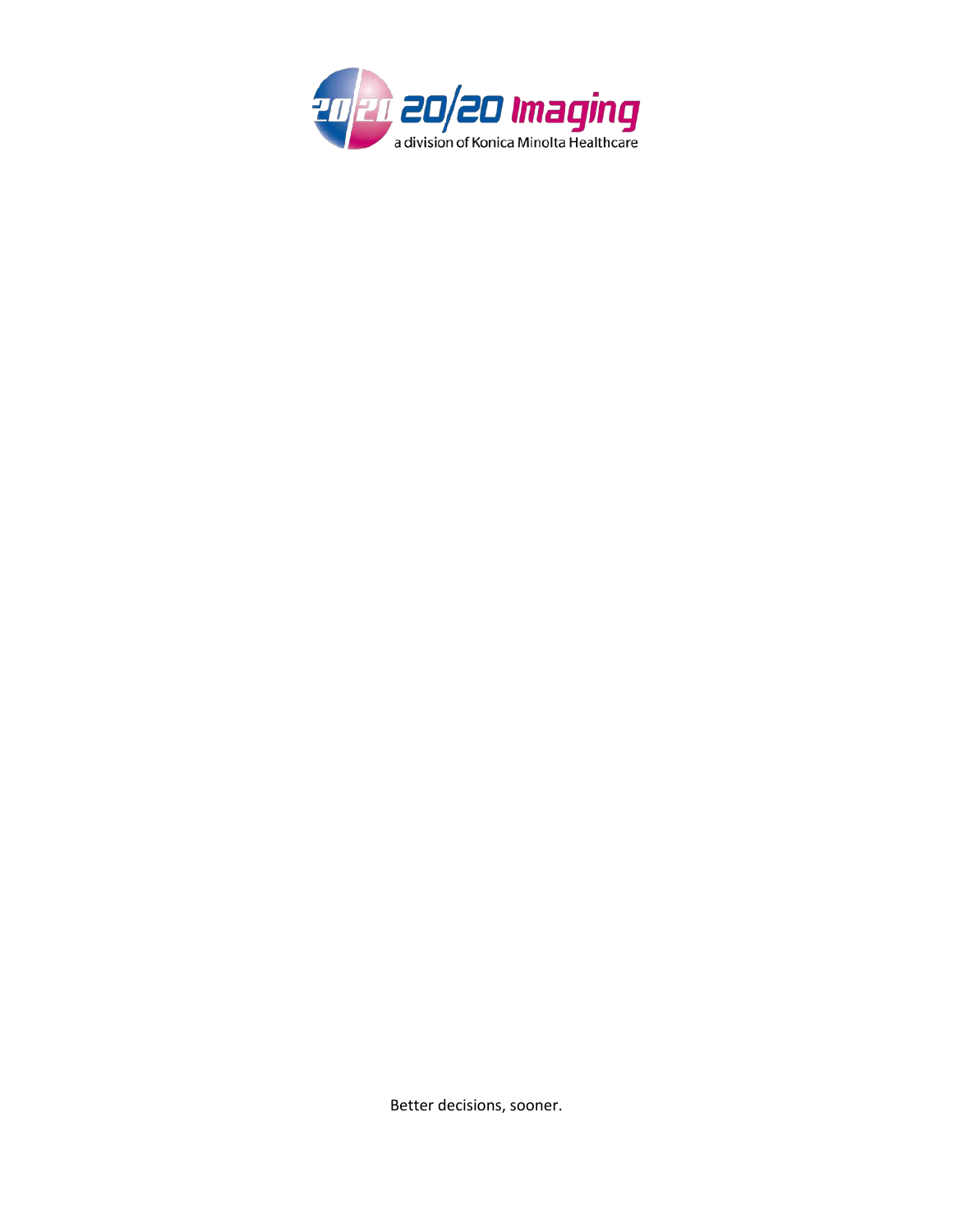20/20 Imaging

a division of Konica Minolta Healthcare

Better decisions, sooner.